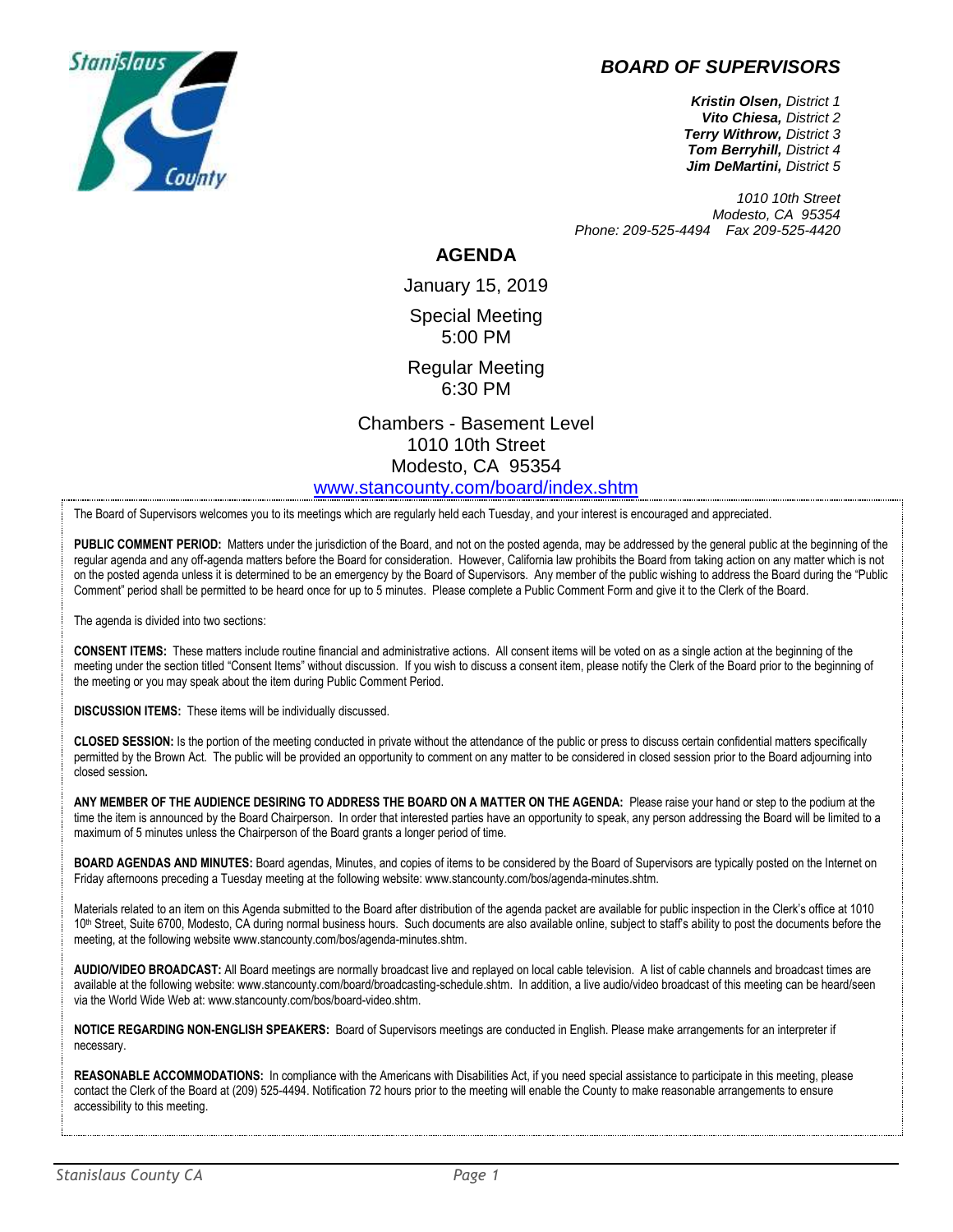# BOARD OF SUPERVISORS

***Kristin Olsen,*** *District 1*
***Vito Chiesa,*** *District 2*
***Terry Withrow,*** *District 3*
***Tom Berryhill,*** *District 4*
***Jim DeMartini,*** *District 5*

*1010 10th Street*
*Modesto, CA 95354*
*Phone: 209-525-4494 Fax 209-525-4420*

## AGENDA

January 15, 2019

Special Meeting
5:00 PM

Regular Meeting
6:30 PM

Chambers - Basement Level
1010 10th Street
Modesto, CA 95354
[www.stancounty.com/board/index.shtm](www.stancounty.com/board/index.shtm)

The Board of Supervisors welcomes you to its meetings which are regularly held each Tuesday, and your interest is encouraged and appreciated.

**PUBLIC COMMENT PERIOD:** Matters under the jurisdiction of the Board, and not on the posted agenda, may be addressed by the general public at the beginning of the regular agenda and any off-agenda matters before the Board for consideration. However, California law prohibits the Board from taking action on any matter which is not on the posted agenda unless it is determined to be an emergency by the Board of Supervisors. Any member of the public wishing to address the Board during the "Public Comment" period shall be permitted to be heard once for up to 5 minutes. Please complete a Public Comment Form and give it to the Clerk of the Board.

The agenda is divided into two sections:

**CONSENT ITEMS:** These matters include routine financial and administrative actions. All consent items will be voted on as a single action at the beginning of the meeting under the section titled "Consent Items" without discussion. If you wish to discuss a consent item, please notify the Clerk of the Board prior to the beginning of the meeting or you may speak about the item during Public Comment Period.

**DISCUSSION ITEMS:** These items will be individually discussed.

**CLOSED SESSION:** Is the portion of the meeting conducted in private without the attendance of the public or press to discuss certain confidential matters specifically permitted by the Brown Act. The public will be provided an opportunity to comment on any matter to be considered in closed session prior to the Board adjourning into closed session**.**

**ANY MEMBER OF THE AUDIENCE DESIRING TO ADDRESS THE BOARD ON A MATTER ON THE AGENDA:** Please raise your hand or step to the podium at the time the item is announced by the Board Chairperson. In order that interested parties have an opportunity to speak, any person addressing the Board will be limited to a maximum of 5 minutes unless the Chairperson of the Board grants a longer period of time.

**BOARD AGENDAS AND MINUTES:** Board agendas, Minutes, and copies of items to be considered by the Board of Supervisors are typically posted on the Internet on Friday afternoons preceding a Tuesday meeting at the following website: www.stancounty.com/bos/agenda-minutes.shtm.

Materials related to an item on this Agenda submitted to the Board after distribution of the agenda packet are available for public inspection in the Clerk's office at 1010 10th Street, Suite 6700, Modesto, CA during normal business hours. Such documents are also available online, subject to staff's ability to post the documents before the meeting, at the following website www.stancounty.com/bos/agenda-minutes.shtm.

**AUDIO/VIDEO BROADCAST:** All Board meetings are normally broadcast live and replayed on local cable television. A list of cable channels and broadcast times are available at the following website: www.stancounty.com/board/broadcasting-schedule.shtm. In addition, a live audio/video broadcast of this meeting can be heard/seen via the World Wide Web at: www.stancounty.com/bos/board-video.shtm.

**NOTICE REGARDING NON-ENGLISH SPEAKERS:** Board of Supervisors meetings are conducted in English. Please make arrangements for an interpreter if necessary.

**REASONABLE ACCOMMODATIONS:** In compliance with the Americans with Disabilities Act, if you need special assistance to participate in this meeting, please contact the Clerk of the Board at (209) 525-4494. Notification 72 hours prior to the meeting will enable the County to make reasonable arrangements to ensure accessibility to this meeting.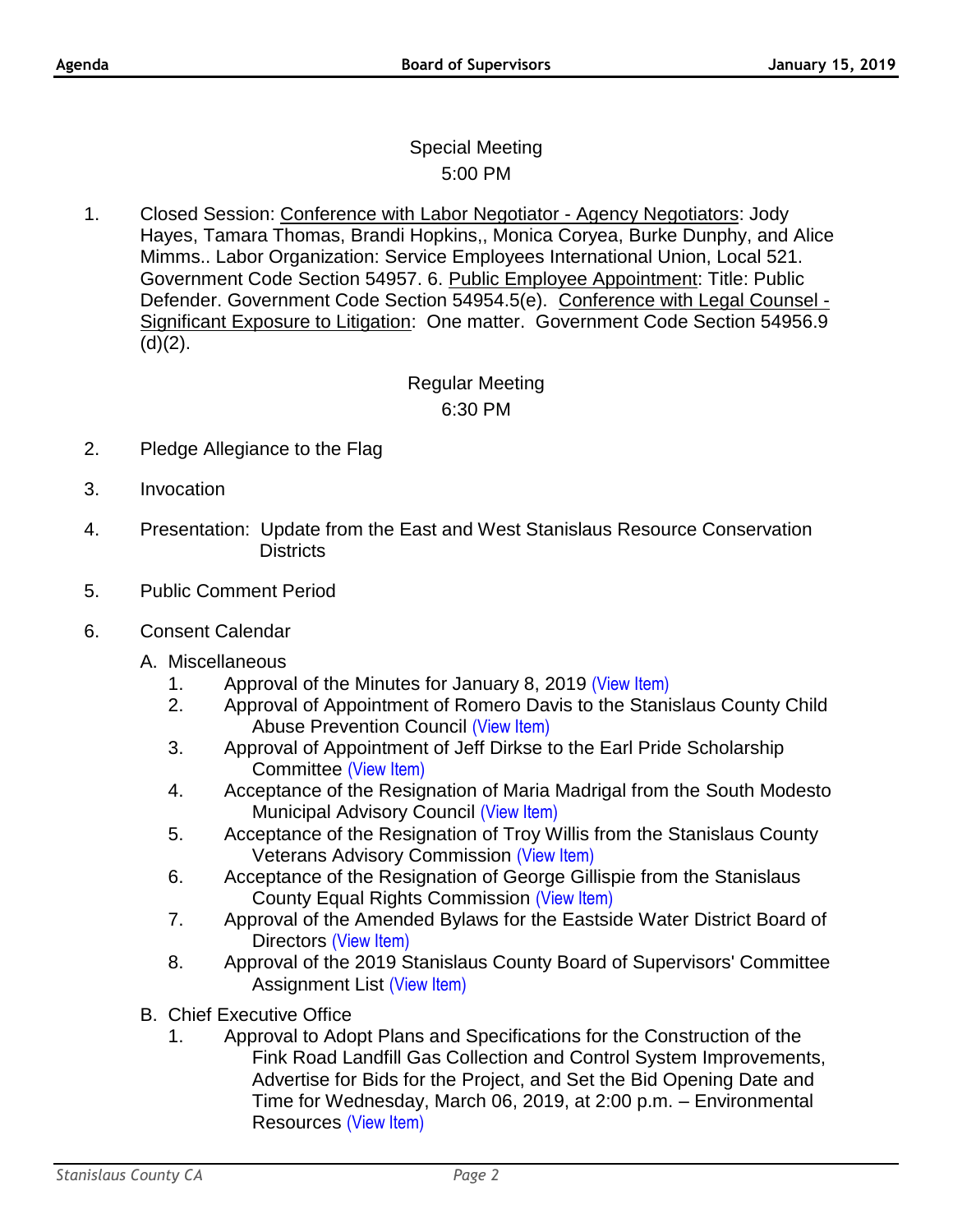Special Meeting

5:00 PM

1. Closed Session: Conference with Labor Negotiator - Agency Negotiators: Jody Hayes, Tamara Thomas, Brandi Hopkins,, Monica Coryea, Burke Dunphy, and Alice Mimms.. Labor Organization: Service Employees International Union, Local 521. Government Code Section 54957. 6. Public Employee Appointment: Title: Public Defender. Government Code Section 54954.5(e). Conference with Legal Counsel - Significant Exposure to Litigation: One matter. Government Code Section 54956.9 (d)(2).

Regular Meeting

6:30 PM

2. Pledge Allegiance to the Flag

3. Invocation

4. Presentation: Update from the East and West Stanislaus Resource Conservation Districts

5. Public Comment Period

6. Consent Calendar

   A. Miscellaneous
      1. Approval of the Minutes for January 8, 2019 (View Item)
      2. Approval of Appointment of Romero Davis to the Stanislaus County Child Abuse Prevention Council (View Item)
      3. Approval of Appointment of Jeff Dirkse to the Earl Pride Scholarship Committee (View Item)
      4. Acceptance of the Resignation of Maria Madrigal from the South Modesto Municipal Advisory Council (View Item)
      5. Acceptance of the Resignation of Troy Willis from the Stanislaus County Veterans Advisory Commission (View Item)
      6. Acceptance of the Resignation of George Gillispie from the Stanislaus County Equal Rights Commission (View Item)
      7. Approval of the Amended Bylaws for the Eastside Water District Board of Directors (View Item)
      8. Approval of the 2019 Stanislaus County Board of Supervisors' Committee Assignment List (View Item)

   B. Chief Executive Office
      1. Approval to Adopt Plans and Specifications for the Construction of the Fink Road Landfill Gas Collection and Control System Improvements, Advertise for Bids for the Project, and Set the Bid Opening Date and Time for Wednesday, March 06, 2019, at 2:00 p.m. – Environmental Resources (View Item)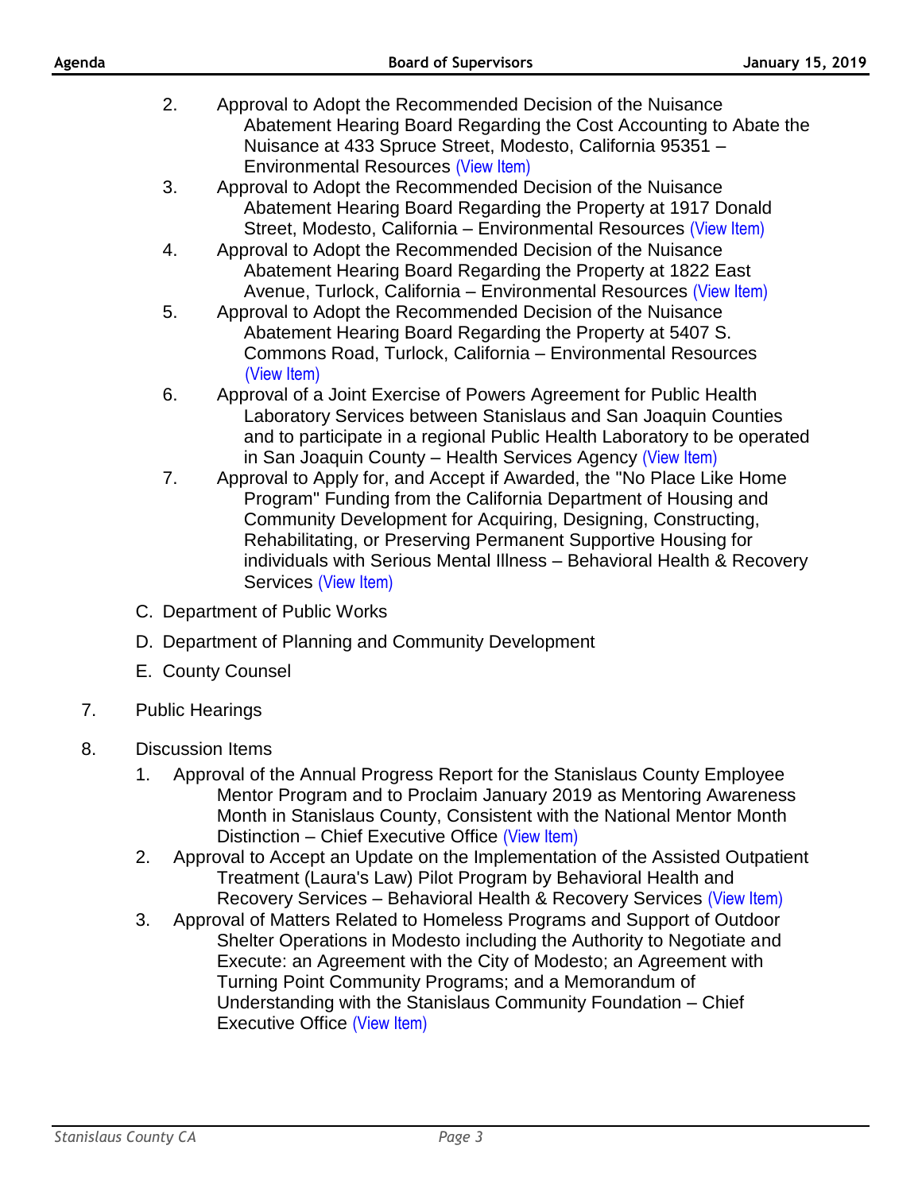2. Approval to Adopt the Recommended Decision of the Nuisance Abatement Hearing Board Regarding the Cost Accounting to Abate the Nuisance at 433 Spruce Street, Modesto, California 95351 – Environmental Resources (View Item)
3. Approval to Adopt the Recommended Decision of the Nuisance Abatement Hearing Board Regarding the Property at 1917 Donald Street, Modesto, California – Environmental Resources (View Item)
4. Approval to Adopt the Recommended Decision of the Nuisance Abatement Hearing Board Regarding the Property at 1822 East Avenue, Turlock, California – Environmental Resources (View Item)
5. Approval to Adopt the Recommended Decision of the Nuisance Abatement Hearing Board Regarding the Property at 5407 S. Commons Road, Turlock, California – Environmental Resources (View Item)
6. Approval of a Joint Exercise of Powers Agreement for Public Health Laboratory Services between Stanislaus and San Joaquin Counties and to participate in a regional Public Health Laboratory to be operated in San Joaquin County – Health Services Agency (View Item)
7. Approval to Apply for, and Accept if Awarded, the "No Place Like Home Program" Funding from the California Department of Housing and Community Development for Acquiring, Designing, Constructing, Rehabilitating, or Preserving Permanent Supportive Housing for individuals with Serious Mental Illness – Behavioral Health & Recovery Services (View Item)

C. Department of Public Works

D. Department of Planning and Community Development

E. County Counsel

7. Public Hearings

8. Discussion Items
   1. Approval of the Annual Progress Report for the Stanislaus County Employee Mentor Program and to Proclaim January 2019 as Mentoring Awareness Month in Stanislaus County, Consistent with the National Mentor Month Distinction – Chief Executive Office (View Item)
   2. Approval to Accept an Update on the Implementation of the Assisted Outpatient Treatment (Laura's Law) Pilot Program by Behavioral Health and Recovery Services – Behavioral Health & Recovery Services (View Item)
   3. Approval of Matters Related to Homeless Programs and Support of Outdoor Shelter Operations in Modesto including the Authority to Negotiate and Execute: an Agreement with the City of Modesto; an Agreement with Turning Point Community Programs; and a Memorandum of Understanding with the Stanislaus Community Foundation – Chief Executive Office (View Item)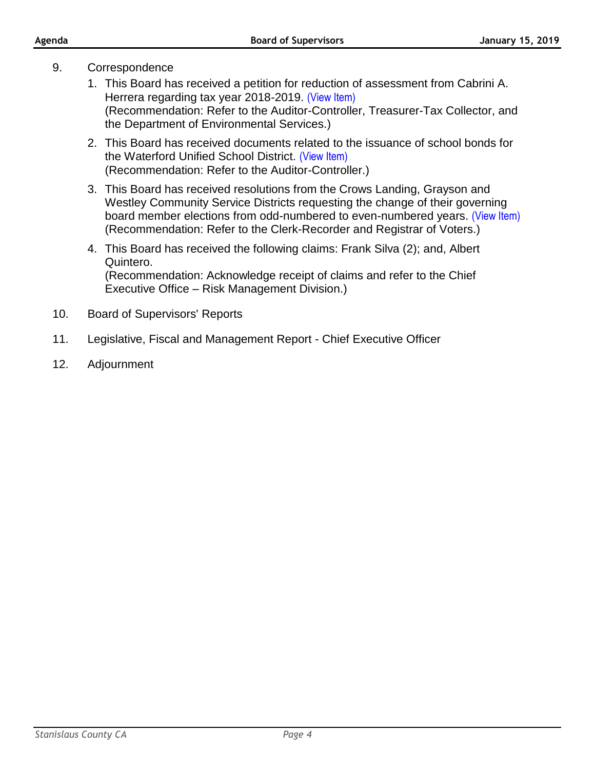9. Correspondence
    1. This Board has received a petition for reduction of assessment from Cabrini A. Herrera regarding tax year 2018-2019. (View Item)
       (Recommendation: Refer to the Auditor-Controller, Treasurer-Tax Collector, and the Department of Environmental Services.)
    2. This Board has received documents related to the issuance of school bonds for the Waterford Unified School District. (View Item)
       (Recommendation: Refer to the Auditor-Controller.)
    3. This Board has received resolutions from the Crows Landing, Grayson and Westley Community Service Districts requesting the change of their governing board member elections from odd-numbered to even-numbered years. (View Item)
       (Recommendation: Refer to the Clerk-Recorder and Registrar of Voters.)
    4. This Board has received the following claims: Frank Silva (2); and, Albert Quintero.
       (Recommendation: Acknowledge receipt of claims and refer to the Chief Executive Office – Risk Management Division.)

10. Board of Supervisors' Reports

11. Legislative, Fiscal and Management Report - Chief Executive Officer

12. Adjournment